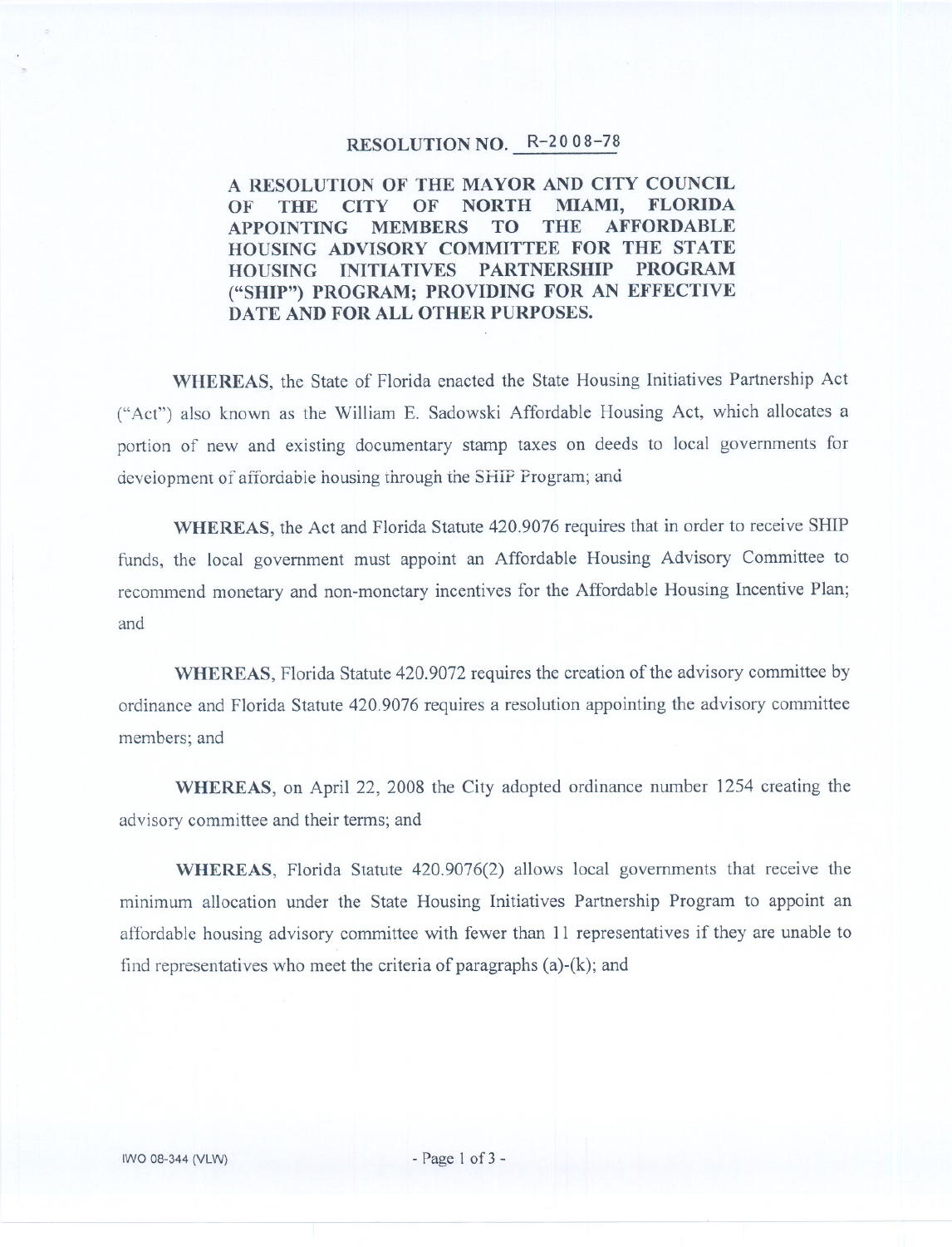# RESOLUTION NO. R-2008-78

**A RESOLUTION OF THE MAYOR AND CITY COUNCIL OF THE CITY OF NORTH MIAMI, FLORIDA APPOINTING MEMBERS TO THE AFFORDABLE HOUSING ADVISORY COMMITTEE FOR THE STATE HOUSING INITIATIVES PARTNERSHIP PROGRAM ("SHIP") PROGRAM; PROVIDING FOR AN EFFECTIVE DATE AND FOR ALL OTHER PURPOSES.**

**WHEREAS**, the State of Florida enacted the State Housing Initiatives Partnership Act ("Act") also known as the William E. Sadowski Affordable Housing Act, which allocates a portion of new and existing documentary stamp taxes on deeds to local governments for development of affordable housing through the SHIP Program; and

**WHEREAS**, the Act and Florida Statute 420.9076 requires that in order to receive SHIP funds, the local government must appoint an Affordable Housing Advisory Committee to recommend monetary and non-monetary incentives for the Affordable Housing Incentive Plan; and

**WHEREAS**, Florida Statute 420.9072 requires the creation of the advisory committee by ordinance and Florida Statute 420.9076 requires a resolution appointing the advisory committee members; and

**WHEREAS**, on April 22, 2008 the City adopted ordinance number 1254 creating the advisory committee and their terms; and

**WHEREAS**, Florida Statute 420.9076(2) allows local governments that receive the minimum allocation under the State Housing Initiatives Partnership Program to appoint an affordable housing advisory committee with fewer than 11 representatives if they are unable to find representatives who meet the criteria of paragraphs (a)-(k); and

IWO 08-344 (VLW)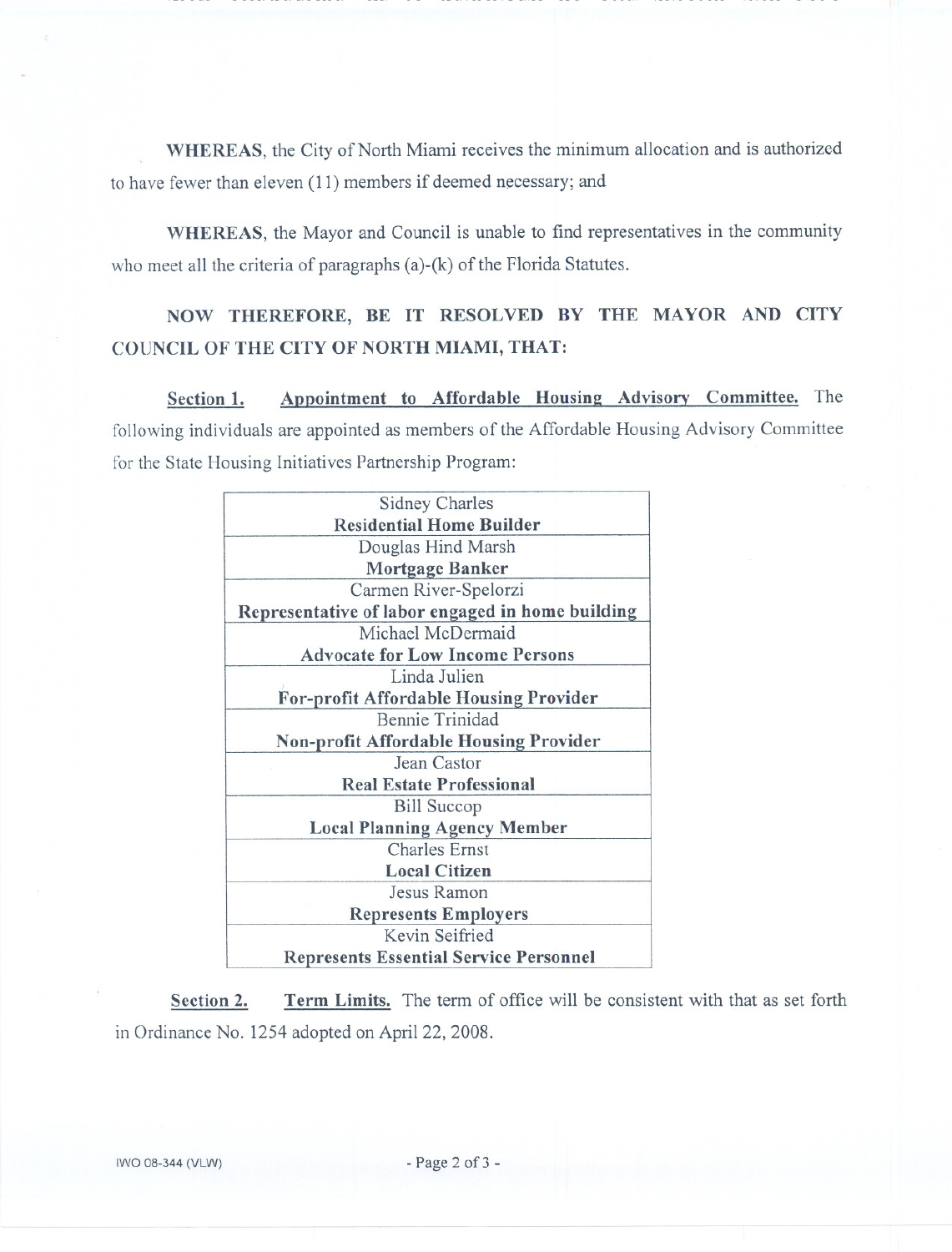**WHEREAS**, the City of North Miami receives the minimum allocation and is authorized to have fewer than eleven (11) members if deemed necessary; and

**WHEREAS**, the Mayor and Council is unable to find representatives in the community who meet all the criteria of paragraphs (a)-(k) of the Florida Statutes.

**NOW THEREFORE, BE IT RESOLVED BY THE MAYOR AND CITY COUNCIL OF THE CITY OF NORTH MIAMI, THAT:**

**Section 1.** **Appointment to Affordable Housing Advisory Committee.** The following individuals are appointed as members of the Affordable Housing Advisory Committee for the State Housing Initiatives Partnership Program:

| Name / Category |
|---|
| Sidney Charles<br>**Residential Home Builder** |
| Douglas Hind Marsh<br>**Mortgage Banker** |
| Carmen River-Spelorzi<br>**Representative of labor engaged in home building** |
| Michael McDermaid<br>**Advocate for Low Income Persons** |
| Linda Julien<br>**For-profit Affordable Housing Provider** |
| Bennie Trinidad<br>**Non-profit Affordable Housing Provider** |
| Jean Castor<br>**Real Estate Professional** |
| Bill Succop<br>**Local Planning Agency Member** |
| Charles Ernst<br>**Local Citizen** |
| Jesus Ramon<br>**Represents Employers** |
| Kevin Seifried<br>**Represents Essential Service Personnel** |

**Section 2.** **Term Limits.** The term of office will be consistent with that as set forth in Ordinance No. 1254 adopted on April 22, 2008.

IWO 08-344 (VLW)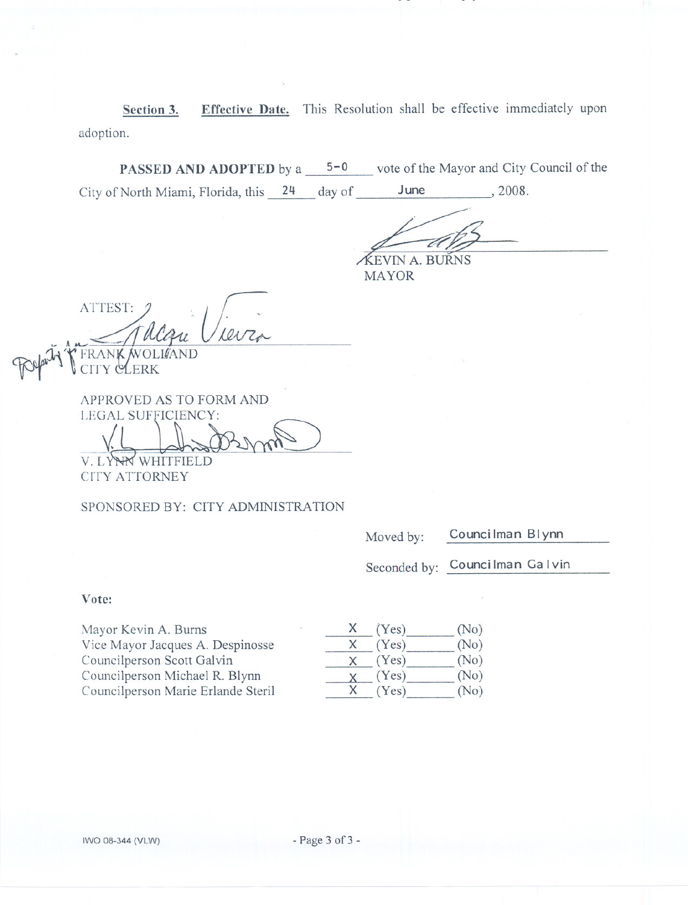**Section 3.** **Effective Date.** This Resolution shall be effective immediately upon adoption.

**PASSED AND ADOPTED** by a 5-0 vote of the Mayor and City Council of the City of North Miami, Florida, this 24 day of June, 2008.

KEVIN A. BURNS
MAYOR

ATTEST:

Deputy for FRANK WOLLAND
CITY CLERK

APPROVED AS TO FORM AND LEGAL SUFFICIENCY:

V. LYNN WHITFIELD
CITY ATTORNEY

SPONSORED BY: CITY ADMINISTRATION

Moved by: Councilman Blynn

Seconded by: Councilman Galvin

**Vote:**

| | | |
|---|---|---|
| Mayor Kevin A. Burns | X (Yes) | (No) |
| Vice Mayor Jacques A. Despinosse | X (Yes) | (No) |
| Councilperson Scott Galvin | X (Yes) | (No) |
| Councilperson Michael R. Blynn | X (Yes) | (No) |
| Councilperson Marie Erlande Steril | X (Yes) | (No) |

IWO 08-344 (VLW)